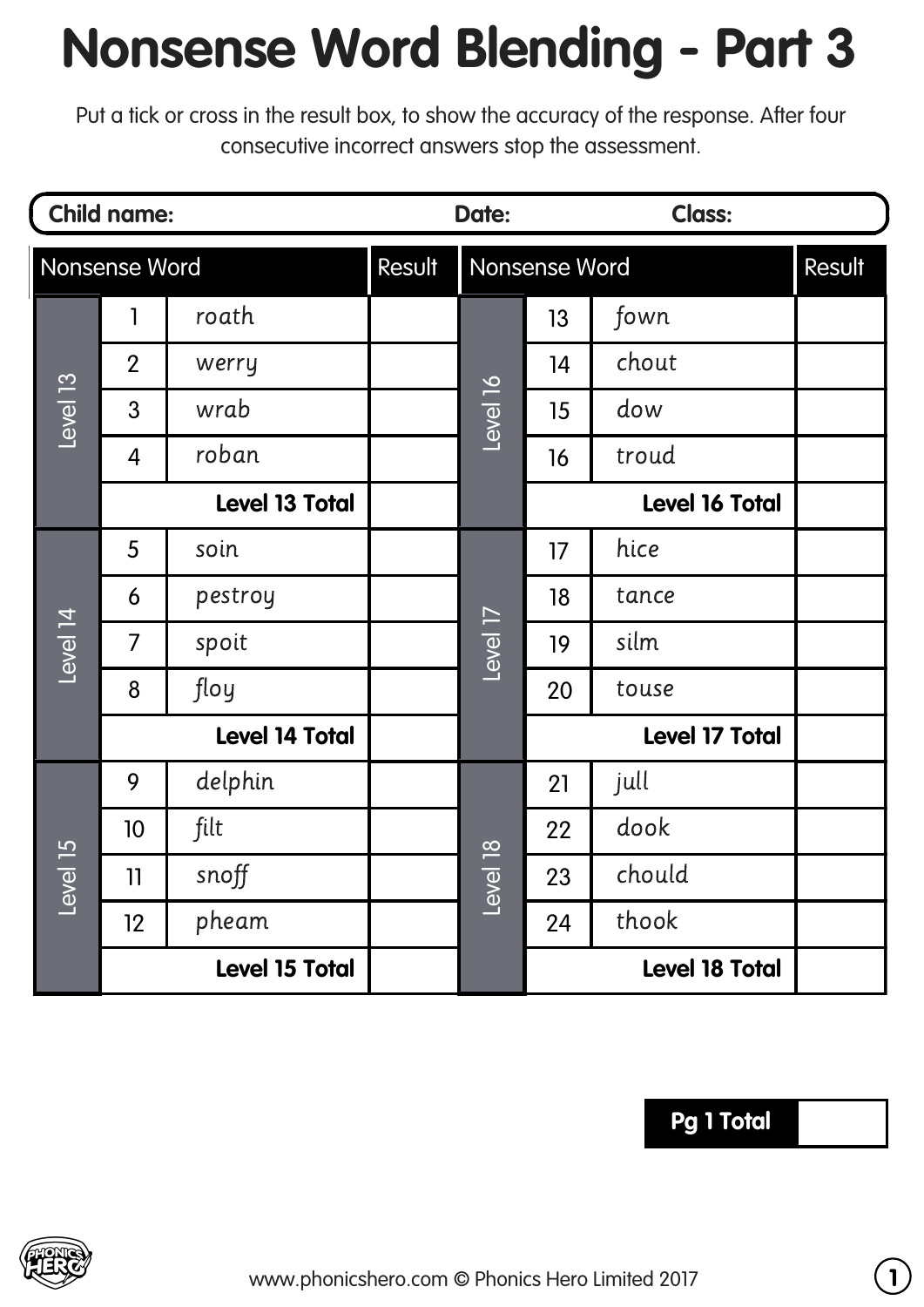# Nonsense Word Blending - Part 3

Put a tick or cross in the result box, to show the accuracy of the response. After four consecutive incorrect answers stop the assessment.

**Child name:** **Date:** **Class:**

| Level | # | Nonsense Word | Result |
|---|---|---|---|
| Level 13 | 1 | roath | |
| | 2 | werry | |
| | 3 | wrab | |
| | 4 | roban | |
| | | **Level 13 Total** | |
| Level 14 | 5 | soin | |
| | 6 | pestroy | |
| | 7 | spoit | |
| | 8 | floy | |
| | | **Level 14 Total** | |
| Level 15 | 9 | delphin | |
| | 10 | filt | |
| | 11 | snoff | |
| | 12 | pheam | |
| | | **Level 15 Total** | |
| Level 16 | 13 | fown | |
| | 14 | chout | |
| | 15 | dow | |
| | 16 | troud | |
| | | **Level 16 Total** | |
| Level 17 | 17 | hice | |
| | 18 | tance | |
| | 19 | silm | |
| | 20 | touse | |
| | | **Level 17 Total** | |
| Level 18 | 21 | jull | |
| | 22 | dook | |
| | 23 | chould | |
| | 24 | thook | |
| | | **Level 18 Total** | |

| **Pg 1 Total** | |
|---|---|

www.phonicshero.com © Phonics Hero Limited 2017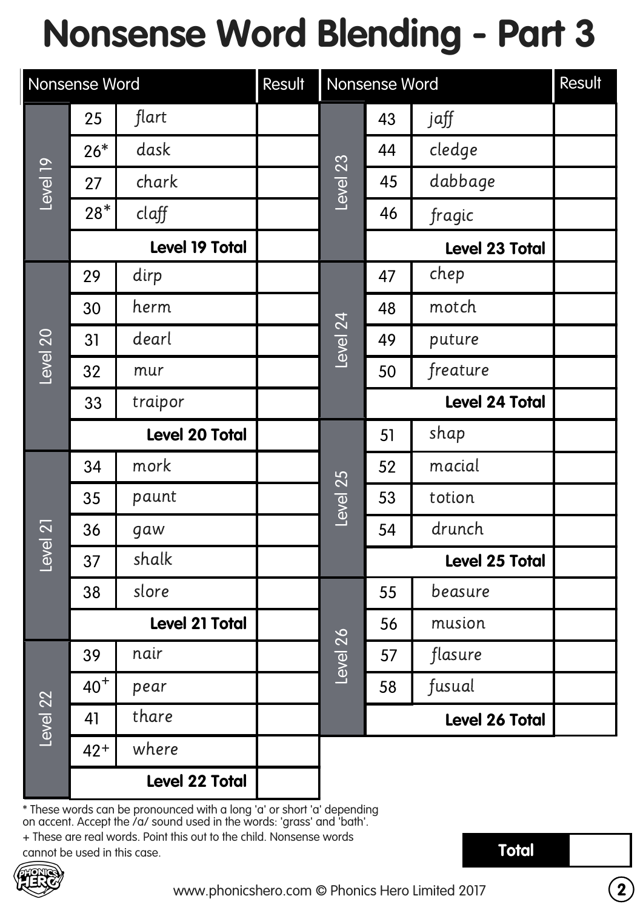# Nonsense Word Blending - Part 3

| Level | # | Nonsense Word | Result |
|---|---|---|---|
| Level 19 | 25 | flart | |
| | 26* | dask | |
| | 27 | chark | |
| | 28* | claff | |
| | | **Level 19 Total** | |
| Level 20 | 29 | dirp | |
| | 30 | herm | |
| | 31 | dearl | |
| | 32 | mur | |
| | 33 | traipor | |
| | | **Level 20 Total** | |
| Level 21 | 34 | mork | |
| | 35 | paunt | |
| | 36 | gaw | |
| | 37 | shalk | |
| | 38 | slore | |
| | | **Level 21 Total** | |
| Level 22 | 39 | nair | |
| | 40+ | pear | |
| | 41 | thare | |
| | 42+ | where | |
| | | **Level 22 Total** | |

| Level | # | Nonsense Word | Result |
|---|---|---|---|
| Level 23 | 43 | jaff | |
| | 44 | cledge | |
| | 45 | dabbage | |
| | 46 | fragic | |
| | | **Level 23 Total** | |
| Level 24 | 47 | chep | |
| | 48 | motch | |
| | 49 | puture | |
| | 50 | freature | |
| | | **Level 24 Total** | |
| Level 25 | 51 | shap | |
| | 52 | macial | |
| | 53 | totion | |
| | 54 | drunch | |
| | | **Level 25 Total** | |
| Level 26 | 55 | beasure | |
| | 56 | musion | |
| | 57 | flasure | |
| | 58 | fusual | |
| | | **Level 26 Total** | |

* These words can be pronounced with a long 'a' or short 'a' depending on accent. Accept the /a/ sound used in the words: 'grass' and 'bath'.

+ These are real words. Point this out to the child. Nonsense words cannot be used in this case.

| **Total** | |
|---|---|

www.phonicshero.com © Phonics Hero Limited 2017